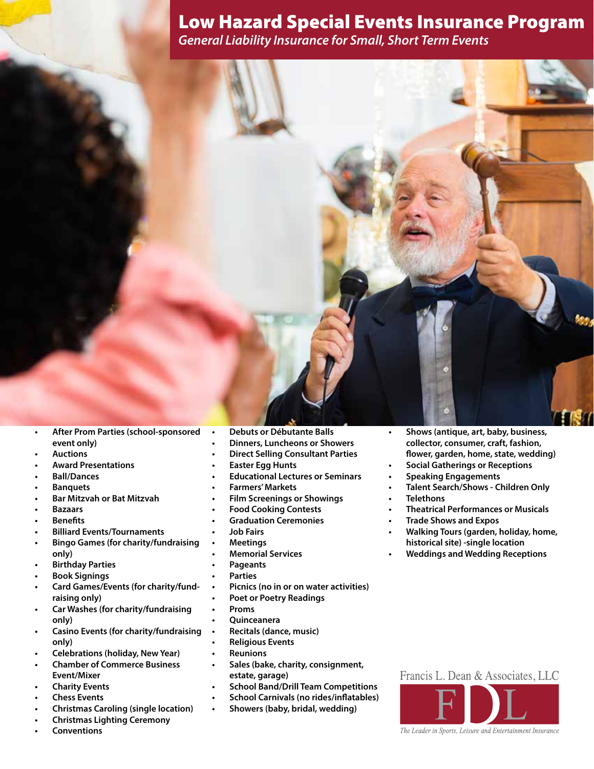# Low Hazard Special Events Insurance Program

*General Liability Insurance for Small, Short Term Events*

- **After Prom Parties (school-sponsored event only)**
- **Auctions**
- **Award Presentations**
- **Ball/Dances**
- **Banquets**
- **Bar Mitzvah or Bat Mitzvah**
- **Bazaars**
- **Benefits**
- **Billiard Events/Tournaments**
- **Bingo Games (for charity/fundraising only)**
- **Birthday Parties**
- **Book Signings**
- **Card Games/Events (for charity/fund-raising only)**
- **Car Washes (for charity/fundraising only)**
- **Casino Events (for charity/fundraising only)**
- **Celebrations (holiday, New Year)**
- **Chamber of Commerce Business Event/Mixer**
- **Charity Events**
- **Chess Events**
- **Christmas Caroling (single location)**
- **Christmas Lighting Ceremony**
- **Conventions**
- **Debuts or Débutante Balls**
- **Dinners, Luncheons or Showers**
- **Direct Selling Consultant Parties**
- **Easter Egg Hunts**
- **Educational Lectures or Seminars**
- **Farmers' Markets**
- **Film Screenings or Showings**
- **Food Cooking Contests**
- **Graduation Ceremonies**
- **Job Fairs**
- **Meetings**
- **Memorial Services**
- **Pageants**
- **Parties**
- **Picnics (no in or on water activities)**
- **Poet or Poetry Readings**
- **Proms**
- **Quinceanera**
- **Recitals (dance, music)**
- **Religious Events**
- **Reunions**
- **Sales (bake, charity, consignment, estate, garage)**
- **School Band/Drill Team Competitions**
- **School Carnivals (no rides/inflatables)**
- **Showers (baby, bridal, wedding)**
- **Shows (antique, art, baby, business, collector, consumer, craft, fashion, flower, garden, home, state, wedding)**
- **Social Gatherings or Receptions**
- **Speaking Engagements**
- **Talent Search/Shows - Children Only**
- **Telethons**
- **Theatrical Performances or Musicals**
- **Trade Shows and Expos**
- **Walking Tours (garden, holiday, home, historical site) -single location**
- **Weddings and Wedding Receptions**

Francis L. Dean & Associates, LLC

FDL

*The Leader in Sports, Leisure and Entertainment Insurance*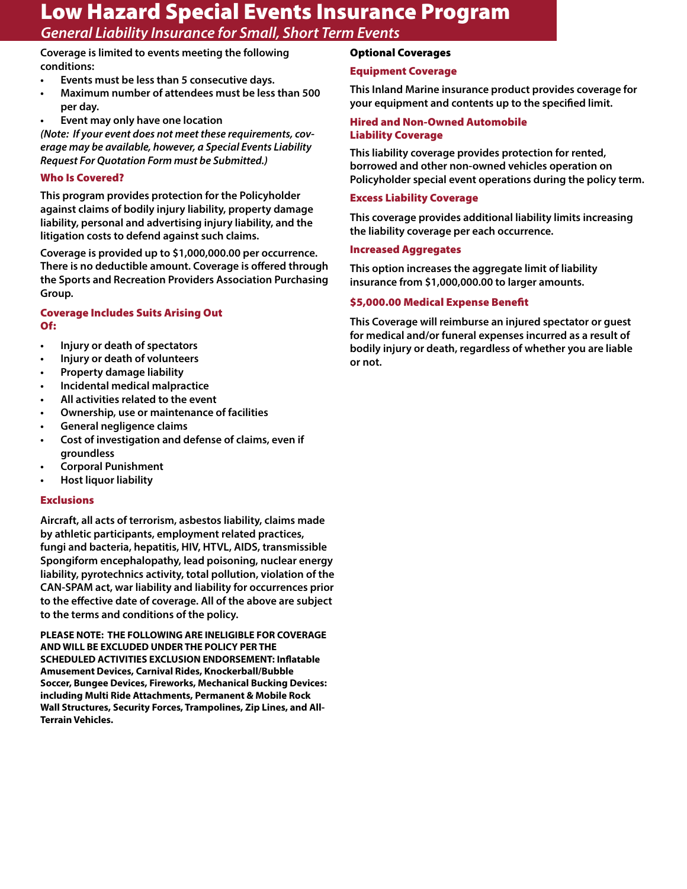# Low Hazard Special Events Insurance Program

*General Liability Insurance for Small, Short Term Events*

**Coverage is limited to events meeting the following conditions:**

- **Events must be less than 5 consecutive days.**
- **Maximum number of attendees must be less than 500 per day.**
- **Event may only have one location**

***(Note: If your event does not meet these requirements, coverage may be available, however, a Special Events Liability Request For Quotation Form must be Submitted.)***

### Who Is Covered?

**This program provides protection for the Policyholder against claims of bodily injury liability, property damage liability, personal and advertising injury liability, and the litigation costs to defend against such claims.**

**Coverage is provided up to $1,000,000.00 per occurrence. There is no deductible amount. Coverage is offered through the Sports and Recreation Providers Association Purchasing Group.**

### Coverage Includes Suits Arising Out Of:

- **Injury or death of spectators**
- **Injury or death of volunteers**
- **Property damage liability**
- **Incidental medical malpractice**
- **All activities related to the event**
- **Ownership, use or maintenance of facilities**
- **General negligence claims**
- **Cost of investigation and defense of claims, even if groundless**
- **Corporal Punishment**
- **Host liquor liability**

### Exclusions

**Aircraft, all acts of terrorism, asbestos liability, claims made by athletic participants, employment related practices, fungi and bacteria, hepatitis, HIV, HTVL, AIDS, transmissible Spongiform encephalopathy, lead poisoning, nuclear energy liability, pyrotechnics activity, total pollution, violation of the CAN-SPAM act, war liability and liability for occurrences prior to the effective date of coverage. All of the above are subject to the terms and conditions of the policy.**

**PLEASE NOTE: THE FOLLOWING ARE INELIGIBLE FOR COVERAGE AND WILL BE EXCLUDED UNDER THE POLICY PER THE SCHEDULED ACTIVITIES EXCLUSION ENDORSEMENT: Inflatable Amusement Devices, Carnival Rides, Knockerball/Bubble Soccer, Bungee Devices, Fireworks, Mechanical Bucking Devices: including Multi Ride Attachments, Permanent & Mobile Rock Wall Structures, Security Forces, Trampolines, Zip Lines, and All-Terrain Vehicles.**

## Optional Coverages

### Equipment Coverage

**This Inland Marine insurance product provides coverage for your equipment and contents up to the specified limit.**

### Hired and Non-Owned Automobile Liability Coverage

**This liability coverage provides protection for rented, borrowed and other non-owned vehicles operation on Policyholder special event operations during the policy term.**

### Excess Liability Coverage

**This coverage provides additional liability limits increasing the liability coverage per each occurrence.**

### Increased Aggregates

**This option increases the aggregate limit of liability insurance from $1,000,000.00 to larger amounts.**

### $5,000.00 Medical Expense Benefit

**This Coverage will reimburse an injured spectator or guest for medical and/or funeral expenses incurred as a result of bodily injury or death, regardless of whether you are liable or not.**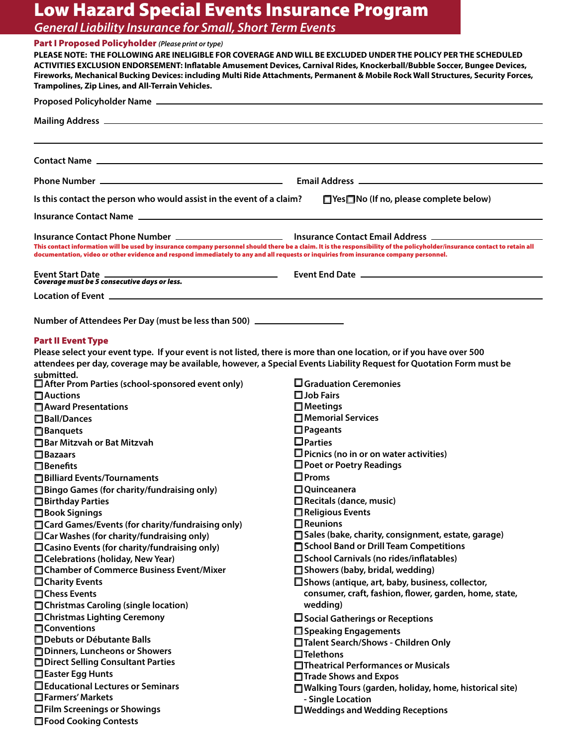# Low Hazard Special Events Insurance Program

## *General Liability Insurance for Small, Short Term Events*

### Part I Proposed Policyholder *(Please print or type)*

**PLEASE NOTE: THE FOLLOWING ARE INELIGIBLE FOR COVERAGE AND WILL BE EXCLUDED UNDER THE POLICY PER THE SCHEDULED ACTIVITIES EXCLUSION ENDORSEMENT: Inflatable Amusement Devices, Carnival Rides, Knockerball/Bubble Soccer, Bungee Devices, Fireworks, Mechanical Bucking Devices: including Multi Ride Attachments, Permanent & Mobile Rock Wall Structures, Security Forces, Trampolines, Zip Lines, and All-Terrain Vehicles.**

Proposed Policyholder Name ______________________________

Mailing Address ______________________________

______________________________

Contact Name ______________________________

Phone Number ____________________ Email Address ____________________

Is this contact the person who would assist in the event of a claim? ☐ Yes ☐ No (If no, please complete below)

Insurance Contact Name ______________________________

Insurance Contact Phone Number ____________________ Insurance Contact Email Address ____________________

**This contact information will be used by insurance company personnel should there be a claim. It is the responsibility of the policyholder/insurance contact to retain all documentation, video or other evidence and respond immediately to any and all requests or inquiries from insurance company personnel.**

Event Start Date ____________________ Event End Date ____________________

***Coverage must be 5 consecutive days or less.***

Location of Event ______________________________

Number of Attendees Per Day (must be less than 500) ____________________

### Part II Event Type

**Please select your event type. If your event is not listed, there is more than one location, or if you have over 500 attendees per day, coverage may be available, however, a Special Events Liability Request for Quotation Form must be submitted.**

- ☐ After Prom Parties (school-sponsored event only)
- ☐ Auctions
- ☐ Award Presentations
- ☐ Ball/Dances
- ☐ Banquets
- ☐ Bar Mitzvah or Bat Mitzvah
- ☐ Bazaars
- ☐ Benefits
- ☐ Billiard Events/Tournaments
- ☐ Bingo Games (for charity/fundraising only)
- ☐ Birthday Parties
- ☐ Book Signings
- ☐ Card Games/Events (for charity/fundraising only)
- ☐ Car Washes (for charity/fundraising only)
- ☐ Casino Events (for charity/fundraising only)
- ☐ Celebrations (holiday, New Year)
- ☐ Chamber of Commerce Business Event/Mixer
- ☐ Charity Events
- ☐ Chess Events
- ☐ Christmas Caroling (single location)
- ☐ Christmas Lighting Ceremony
- ☐ Conventions
- ☐ Debuts or Débutante Balls
- ☐ Dinners, Luncheons or Showers
- ☐ Direct Selling Consultant Parties
- ☐ Easter Egg Hunts
- ☐ Educational Lectures or Seminars
- ☐ Farmers' Markets
- ☐ Film Screenings or Showings
- ☐ Food Cooking Contests
- ☐ Graduation Ceremonies
- ☐ Job Fairs
- ☐ Meetings
- ☐ Memorial Services
- ☐ Pageants
- ☐ Parties
- ☐ Picnics (no in or on water activities)
- ☐ Poet or Poetry Readings
- ☐ Proms
- ☐ Quinceanera
- ☐ Recitals (dance, music)
- ☐ Religious Events
- ☐ Reunions
- ☐ Sales (bake, charity, consignment, estate, garage)
- ☐ School Band or Drill Team Competitions
- ☐ School Carnivals (no rides/inflatables)
- ☐ Showers (baby, bridal, wedding)
- ☐ Shows (antique, art, baby, business, collector, consumer, craft, fashion, flower, garden, home, state, wedding)
- ☐ Social Gatherings or Receptions
- ☐ Speaking Engagements
- ☐ Talent Search/Shows - Children Only
- ☐ Telethons
- ☐ Theatrical Performances or Musicals
- ☐ Trade Shows and Expos
- ☐ Walking Tours (garden, holiday, home, historical site) - Single Location
- ☐ Weddings and Wedding Receptions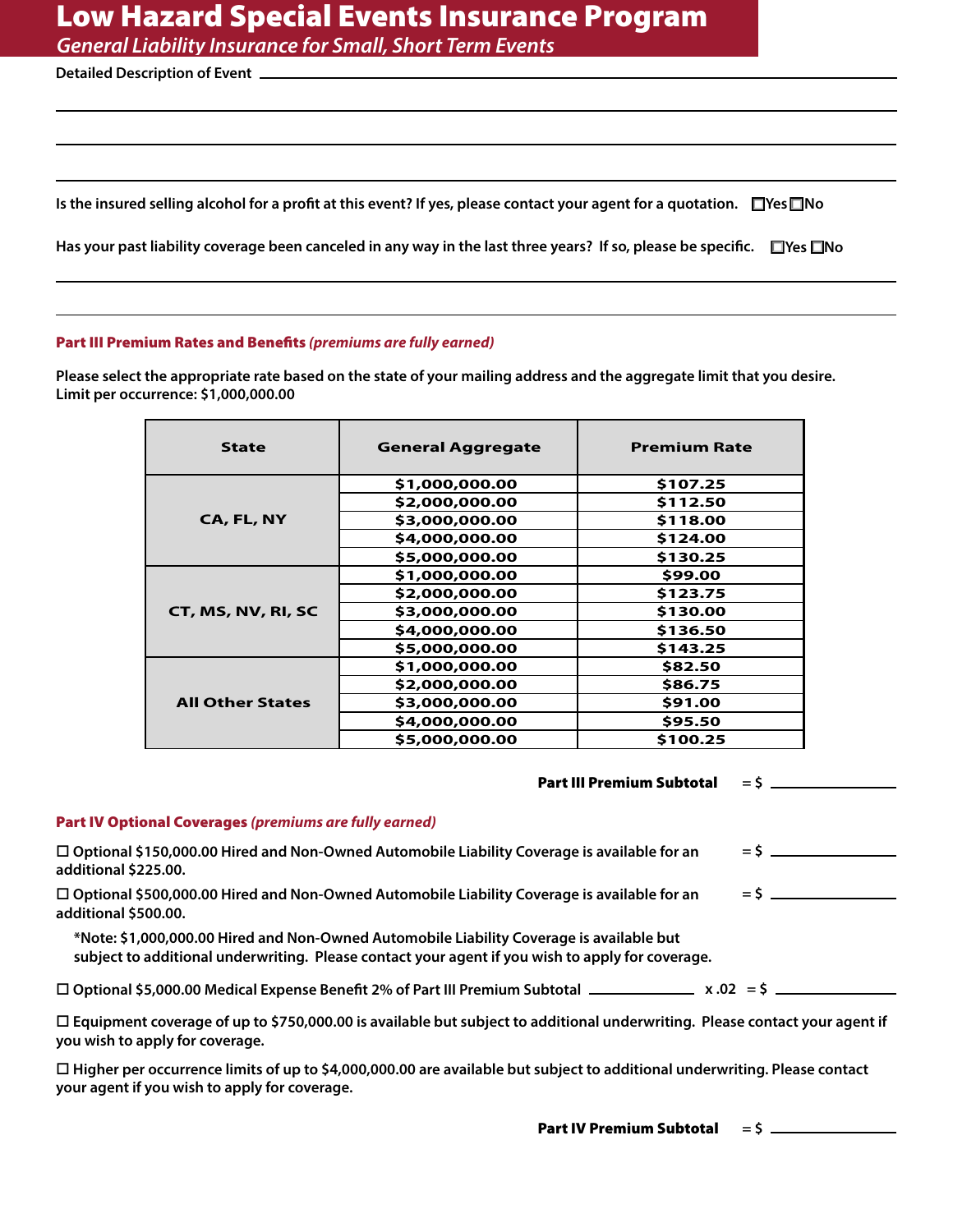# Low Hazard Special Events Insurance Program

*General Liability Insurance for Small, Short Term Events*

**Detailed Description of Event** ______________________________________________

______________________________________________

______________________________________________

______________________________________________

**Is the insured selling alcohol for a profit at this event? If yes, please contact your agent for a quotation.** ☐Yes ☐No

**Has your past liability coverage been canceled in any way in the last three years? If so, please be specific.** ☐Yes ☐No

______________________________________________

______________________________________________

## Part III Premium Rates and Benefits *(premiums are fully earned)*

**Please select the appropriate rate based on the state of your mailing address and the aggregate limit that you desire.**
**Limit per occurrence: $1,000,000.00**

| State | General Aggregate | Premium Rate |
|---|---|---|
| CA, FL, NY | $1,000,000.00 | $107.25 |
| | $2,000,000.00 | $112.50 |
| | $3,000,000.00 | $118.00 |
| | $4,000,000.00 | $124.00 |
| | $5,000,000.00 | $130.25 |
| CT, MS, NV, RI, SC | $1,000,000.00 | $99.00 |
| | $2,000,000.00 | $123.75 |
| | $3,000,000.00 | $130.00 |
| | $4,000,000.00 | $136.50 |
| | $5,000,000.00 | $143.25 |
| All Other States | $1,000,000.00 | $82.50 |
| | $2,000,000.00 | $86.75 |
| | $3,000,000.00 | $91.00 |
| | $4,000,000.00 | $95.50 |
| | $5,000,000.00 | $100.25 |

**Part III Premium Subtotal** = $ ____________

## Part IV Optional Coverages *(premiums are fully earned)*

☐ **Optional $150,000.00 Hired and Non-Owned Automobile Liability Coverage is available for an additional $225.00.** = $ ____________

☐ **Optional $500,000.00 Hired and Non-Owned Automobile Liability Coverage is available for an additional $500.00.** = $ ____________

**\*Note: $1,000,000.00 Hired and Non-Owned Automobile Liability Coverage is available but subject to additional underwriting. Please contact your agent if you wish to apply for coverage.**

☐ **Optional $5,000.00 Medical Expense Benefit 2% of Part III Premium Subtotal** ____________ **x .02** = $ ____________

☐ **Equipment coverage of up to $750,000.00 is available but subject to additional underwriting. Please contact your agent if you wish to apply for coverage.**

☐ **Higher per occurrence limits of up to $4,000,000.00 are available but subject to additional underwriting. Please contact your agent if you wish to apply for coverage.**

**Part IV Premium Subtotal** = $ ____________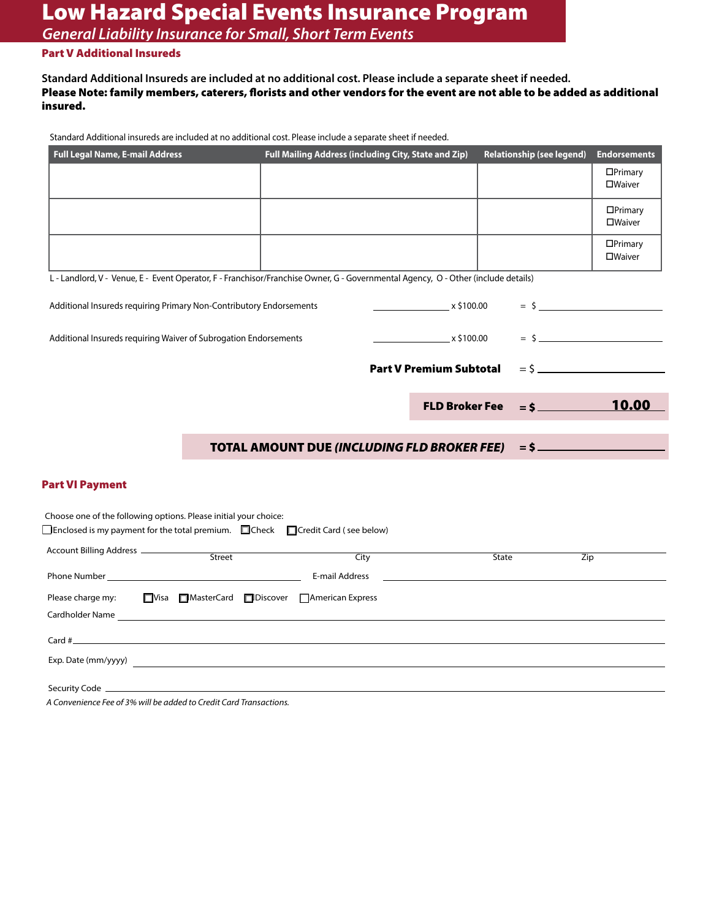# Low Hazard Special Events Insurance Program

*General Liability Insurance for Small, Short Term Events*

## Part V Additional Insureds

**Standard Additional Insureds are included at no additional cost. Please include a separate sheet if needed.**
**Please Note: family members, caterers, florists and other vendors for the event are not able to be added as additional insured.**

Standard Additional insureds are included at no additional cost. Please include a separate sheet if needed.

| Full Legal Name, E-mail Address | Full Mailing Address (including City, State and Zip) | Relationship (see legend) | Endorsements |
|---|---|---|---|
| | | | ☐Primary ☐Waiver |
| | | | ☐Primary ☐Waiver |
| | | | ☐Primary ☐Waiver |

L - Landlord, V - Venue, E - Event Operator, F - Franchisor/Franchise Owner, G - Governmental Agency, O - Other (include details)

Additional Insureds requiring Primary Non-Contributory Endorsements ________ x $100.00 = $ ________

Additional Insureds requiring Waiver of Subrogation Endorsements ________ x $100.00 = $ ________

**Part V Premium Subtotal** = $ ________

**FLD Broker Fee** = $ **10.00**

**TOTAL AMOUNT DUE *(INCLUDING FLD BROKER FEE)*** = $ ________

## Part VI Payment

Choose one of the following options. Please initial your choice:

☐Enclosed is my payment for the total premium. ☐Check ☐Credit Card ( see below)

Account Billing Address ________ Street ________ City ________ State ________ Zip

Phone Number ________ E-mail Address ________

Please charge my: ☐Visa ☐MasterCard ☐Discover ☐American Express

Cardholder Name ________

Card # ________

Exp. Date (mm/yyyy) ________

Security Code ________

*A Convenience Fee of 3% will be added to Credit Card Transactions.*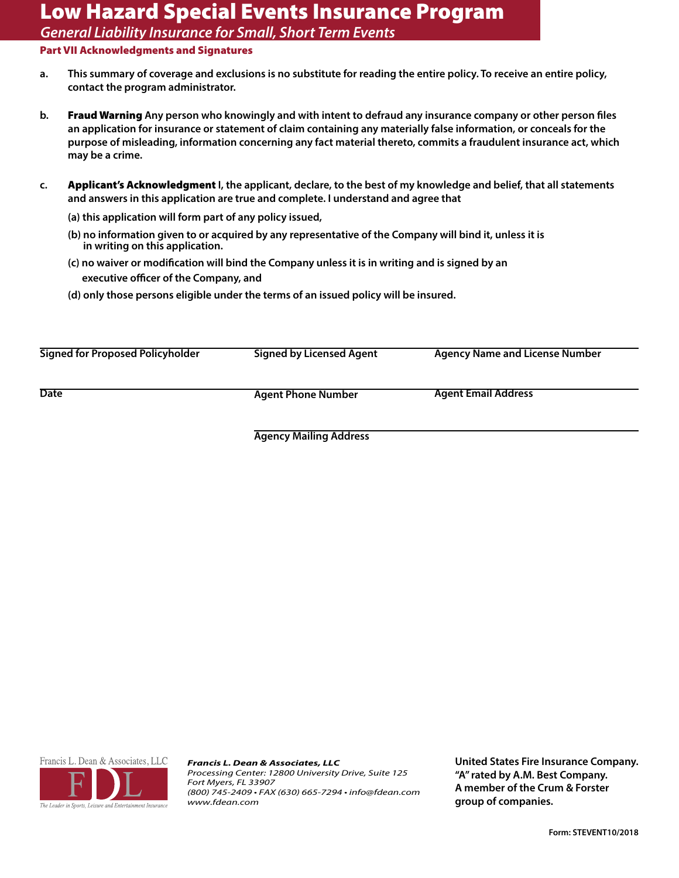# Low Hazard Special Events Insurance Program

*General Liability Insurance for Small, Short Term Events*

## Part VII Acknowledgments and Signatures

**a.** **This summary of coverage and exclusions is no substitute for reading the entire policy. To receive an entire policy, contact the program administrator.**

**b.** **Fraud Warning** **Any person who knowingly and with intent to defraud any insurance company or other person files an application for insurance or statement of claim containing any materially false information, or conceals for the purpose of misleading, information concerning any fact material thereto, commits a fraudulent insurance act, which may be a crime.**

**c.** **Applicant's Acknowledgment** **I, the applicant, declare, to the best of my knowledge and belief, that all statements and answers in this application are true and complete. I understand and agree that**

**(a) this application will form part of any policy issued,**

**(b) no information given to or acquired by any representative of the Company will bind it, unless it is in writing on this application.**

**(c) no waiver or modification will bind the Company unless it is in writing and is signed by an executive officer of the Company, and**

**(d) only those persons eligible under the terms of an issued policy will be insured.**

| | | |
|---|---|---|
| **Signed for Proposed Policyholder** | **Signed by Licensed Agent** | **Agency Name and License Number** |
| **Date** | **Agent Phone Number** | **Agent Email Address** |
| | **Agency Mailing Address** | |

Francis L. Dean & Associates, LLC

FDL

The Leader in Sports, Leisure and Entertainment Insurance

***Francis L. Dean & Associates, LLC***
*Processing Center: 12800 University Drive, Suite 125*
*Fort Myers, FL 33907*
*(800) 745-2409 • FAX (630) 665-7294 • info@fdean.com*
*www.fdean.com*

**United States Fire Insurance Company.**
**"A" rated by A.M. Best Company.**
**A member of the Crum & Forster group of companies.**

**Form: STEVENT10/2018**